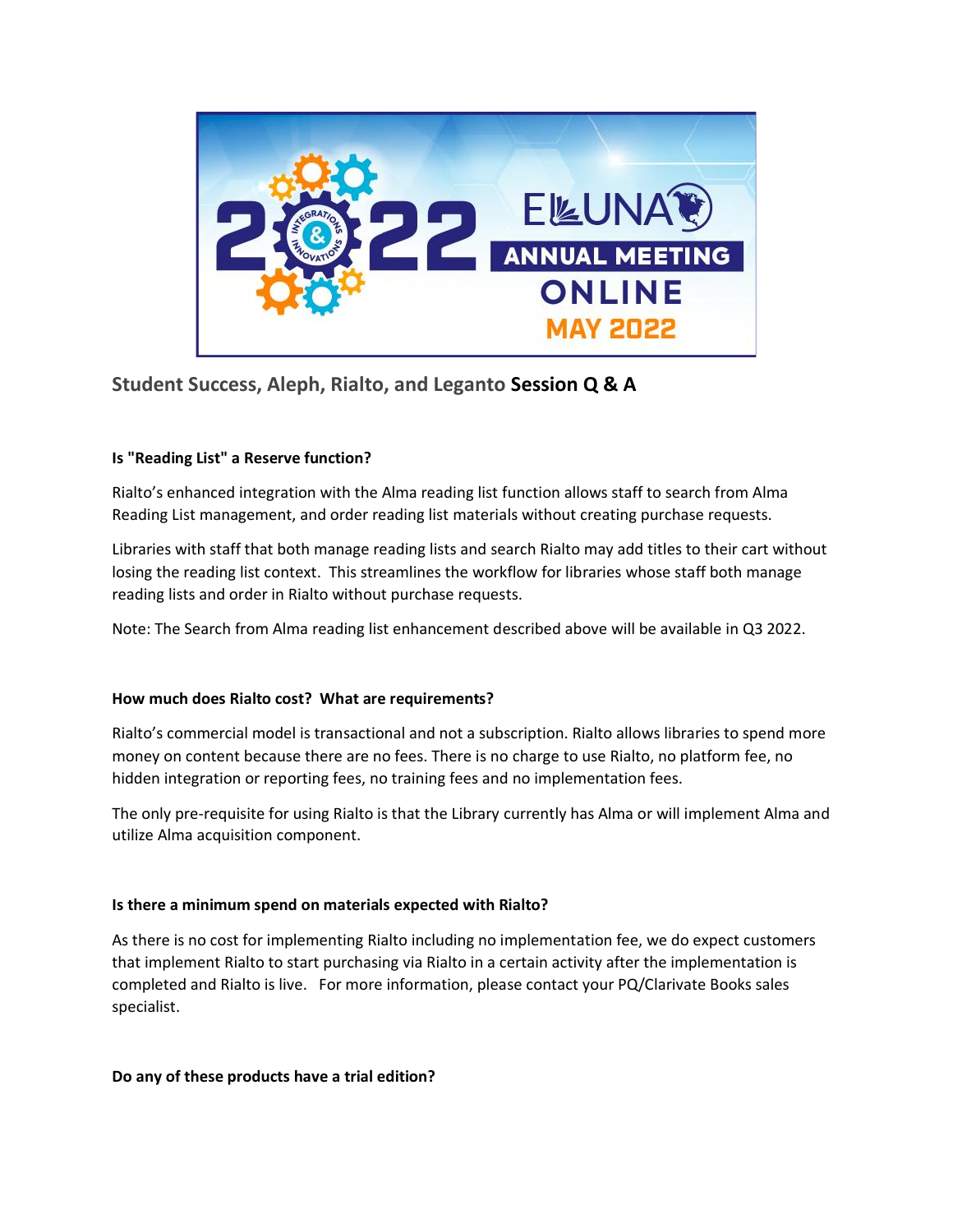## Student Success, Aleph, Rialto, and Leganto **Session Q & A**

**Is "Reading List" a Reserve function?**

Rialto's enhanced integration with the Alma reading list function allows staff to search from Alma Reading List management, and order reading list materials without creating purchase requests.

Libraries with staff that both manage reading lists and search Rialto may add titles to their cart without losing the reading list context. This streamlines the workflow for libraries whose staff both manage reading lists and order in Rialto without purchase requests.

Note: The Search from Alma reading list enhancement described above will be available in Q3 2022.

**How much does Rialto cost? What are requirements?**

Rialto's commercial model is transactional and not a subscription. Rialto allows libraries to spend more money on content because there are no fees. There is no charge to use Rialto, no platform fee, no hidden integration or reporting fees, no training fees and no implementation fees.

The only pre-requisite for using Rialto is that the Library currently has Alma or will implement Alma and utilize Alma acquisition component.

**Is there a minimum spend on materials expected with Rialto?**

As there is no cost for implementing Rialto including no implementation fee, we do expect customers that implement Rialto to start purchasing via Rialto in a certain activity after the implementation is completed and Rialto is live. For more information, please contact your PQ/Clarivate Books sales specialist.

**Do any of these products have a trial edition?**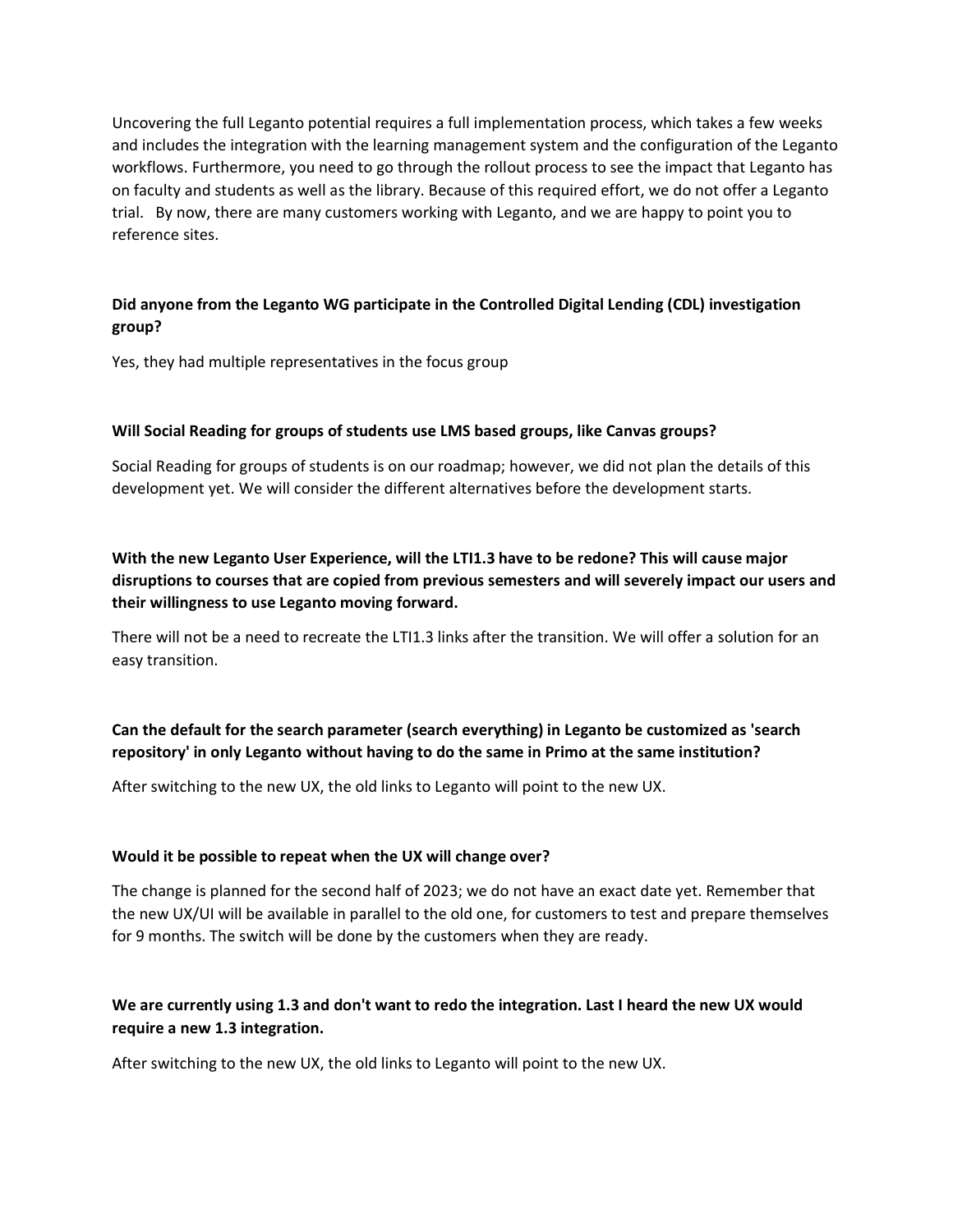Uncovering the full Leganto potential requires a full implementation process, which takes a few weeks and includes the integration with the learning management system and the configuration of the Leganto workflows. Furthermore, you need to go through the rollout process to see the impact that Leganto has on faculty and students as well as the library. Because of this required effort, we do not offer a Leganto trial. By now, there are many customers working with Leganto, and we are happy to point you to reference sites.

**Did anyone from the Leganto WG participate in the Controlled Digital Lending (CDL) investigation group?**

Yes, they had multiple representatives in the focus group

**Will Social Reading for groups of students use LMS based groups, like Canvas groups?**

Social Reading for groups of students is on our roadmap; however, we did not plan the details of this development yet. We will consider the different alternatives before the development starts.

**With the new Leganto User Experience, will the LTI1.3 have to be redone? This will cause major disruptions to courses that are copied from previous semesters and will severely impact our users and their willingness to use Leganto moving forward.**

There will not be a need to recreate the LTI1.3 links after the transition. We will offer a solution for an easy transition.

**Can the default for the search parameter (search everything) in Leganto be customized as 'search repository' in only Leganto without having to do the same in Primo at the same institution?**

After switching to the new UX, the old links to Leganto will point to the new UX.

**Would it be possible to repeat when the UX will change over?**

The change is planned for the second half of 2023; we do not have an exact date yet. Remember that the new UX/UI will be available in parallel to the old one, for customers to test and prepare themselves for 9 months. The switch will be done by the customers when they are ready.

**We are currently using 1.3 and don't want to redo the integration. Last I heard the new UX would require a new 1.3 integration.**

After switching to the new UX, the old links to Leganto will point to the new UX.